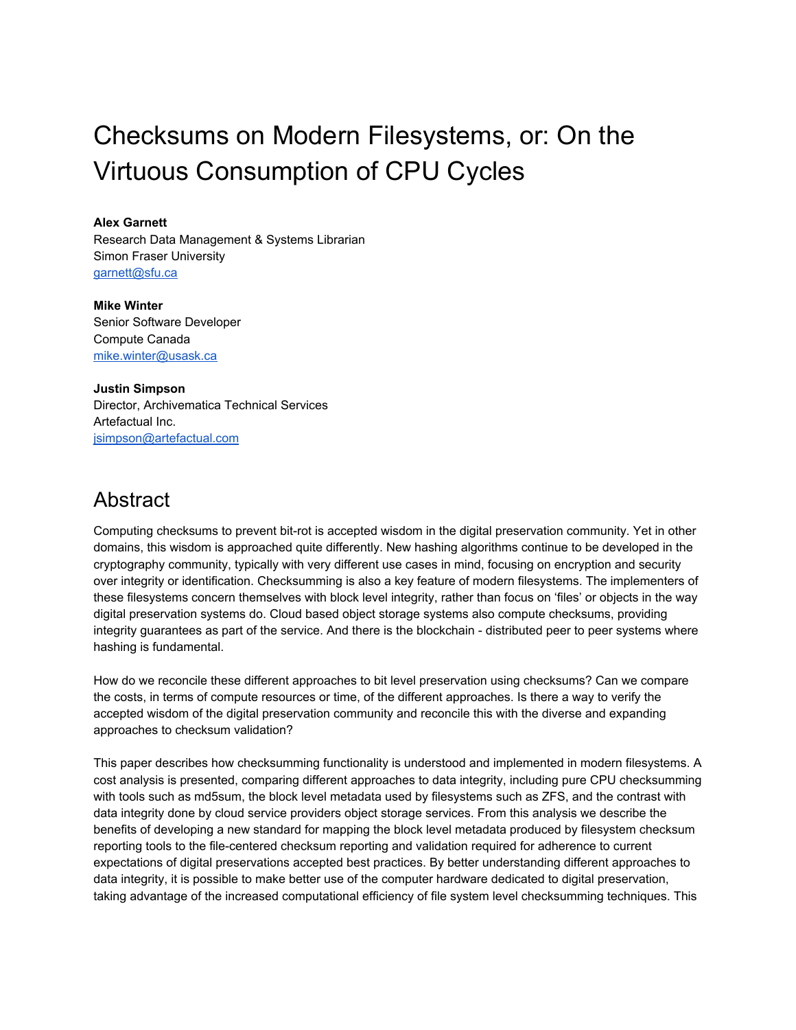# Checksums on Modern Filesystems, or: On the Virtuous Consumption of CPU Cycles

**Alex Garnett**
Research Data Management & Systems Librarian
Simon Fraser University
garnett@sfu.ca

**Mike Winter**
Senior Software Developer
Compute Canada
mike.winter@usask.ca

**Justin Simpson**
Director, Archivematica Technical Services
Artefactual Inc.
jsimpson@artefactual.com

## Abstract

Computing checksums to prevent bit-rot is accepted wisdom in the digital preservation community. Yet in other domains, this wisdom is approached quite differently. New hashing algorithms continue to be developed in the cryptography community, typically with very different use cases in mind, focusing on encryption and security over integrity or identification. Checksumming is also a key feature of modern filesystems. The implementers of these filesystems concern themselves with block level integrity, rather than focus on 'files' or objects in the way digital preservation systems do. Cloud based object storage systems also compute checksums, providing integrity guarantees as part of the service. And there is the blockchain - distributed peer to peer systems where hashing is fundamental.

How do we reconcile these different approaches to bit level preservation using checksums? Can we compare the costs, in terms of compute resources or time, of the different approaches. Is there a way to verify the accepted wisdom of the digital preservation community and reconcile this with the diverse and expanding approaches to checksum validation?

This paper describes how checksumming functionality is understood and implemented in modern filesystems. A cost analysis is presented, comparing different approaches to data integrity, including pure CPU checksumming with tools such as md5sum, the block level metadata used by filesystems such as ZFS, and the contrast with data integrity done by cloud service providers object storage services. From this analysis we describe the benefits of developing a new standard for mapping the block level metadata produced by filesystem checksum reporting tools to the file-centered checksum reporting and validation required for adherence to current expectations of digital preservations accepted best practices. By better understanding different approaches to data integrity, it is possible to make better use of the computer hardware dedicated to digital preservation, taking advantage of the increased computational efficiency of file system level checksumming techniques. This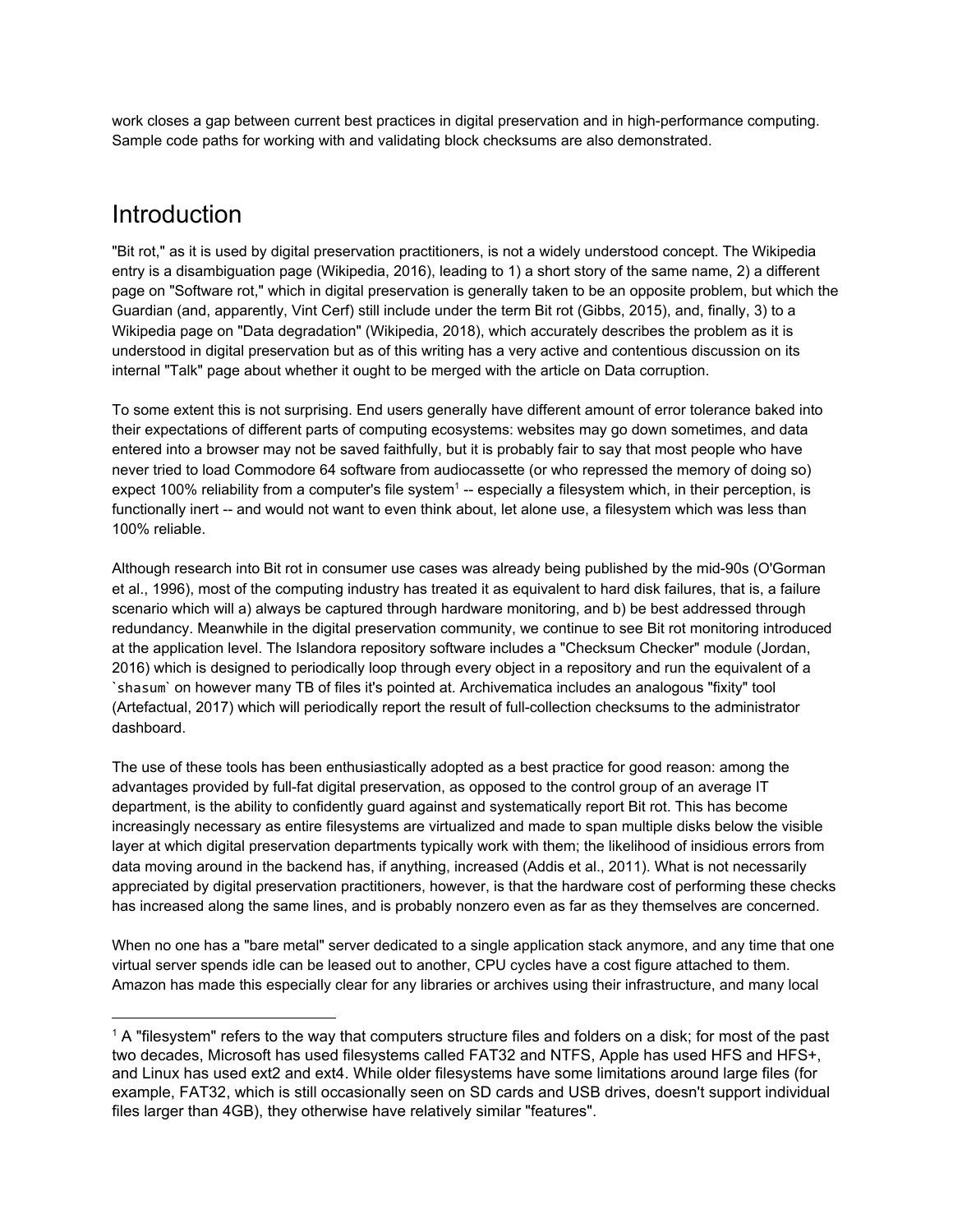work closes a gap between current best practices in digital preservation and in high-performance computing. Sample code paths for working with and validating block checksums are also demonstrated.

# Introduction

"Bit rot," as it is used by digital preservation practitioners, is not a widely understood concept. The Wikipedia entry is a disambiguation page (Wikipedia, 2016), leading to 1) a short story of the same name, 2) a different page on "Software rot," which in digital preservation is generally taken to be an opposite problem, but which the Guardian (and, apparently, Vint Cerf) still include under the term Bit rot (Gibbs, 2015), and, finally, 3) to a Wikipedia page on "Data degradation" (Wikipedia, 2018), which accurately describes the problem as it is understood in digital preservation but as of this writing has a very active and contentious discussion on its internal "Talk" page about whether it ought to be merged with the article on Data corruption.

To some extent this is not surprising. End users generally have different amount of error tolerance baked into their expectations of different parts of computing ecosystems: websites may go down sometimes, and data entered into a browser may not be saved faithfully, but it is probably fair to say that most people who have never tried to load Commodore 64 software from audiocassette (or who repressed the memory of doing so) expect 100% reliability from a computer's file system[1] -- especially a filesystem which, in their perception, is functionally inert -- and would not want to even think about, let alone use, a filesystem which was less than 100% reliable.

Although research into Bit rot in consumer use cases was already being published by the mid-90s (O'Gorman et al., 1996), most of the computing industry has treated it as equivalent to hard disk failures, that is, a failure scenario which will a) always be captured through hardware monitoring, and b) be best addressed through redundancy. Meanwhile in the digital preservation community, we continue to see Bit rot monitoring introduced at the application level. The Islandora repository software includes a "Checksum Checker" module (Jordan, 2016) which is designed to periodically loop through every object in a repository and run the equivalent of a `shasum` on however many TB of files it's pointed at. Archivematica includes an analogous "fixity" tool (Artefactual, 2017) which will periodically report the result of full-collection checksums to the administrator dashboard.

The use of these tools has been enthusiastically adopted as a best practice for good reason: among the advantages provided by full-fat digital preservation, as opposed to the control group of an average IT department, is the ability to confidently guard against and systematically report Bit rot. This has become increasingly necessary as entire filesystems are virtualized and made to span multiple disks below the visible layer at which digital preservation departments typically work with them; the likelihood of insidious errors from data moving around in the backend has, if anything, increased (Addis et al., 2011). What is not necessarily appreciated by digital preservation practitioners, however, is that the hardware cost of performing these checks has increased along the same lines, and is probably nonzero even as far as they themselves are concerned.

When no one has a "bare metal" server dedicated to a single application stack anymore, and any time that one virtual server spends idle can be leased out to another, CPU cycles have a cost figure attached to them. Amazon has made this especially clear for any libraries or archives using their infrastructure, and many local

[1] A "filesystem" refers to the way that computers structure files and folders on a disk; for most of the past two decades, Microsoft has used filesystems called FAT32 and NTFS, Apple has used HFS and HFS+, and Linux has used ext2 and ext4. While older filesystems have some limitations around large files (for example, FAT32, which is still occasionally seen on SD cards and USB drives, doesn't support individual files larger than 4GB), they otherwise have relatively similar "features".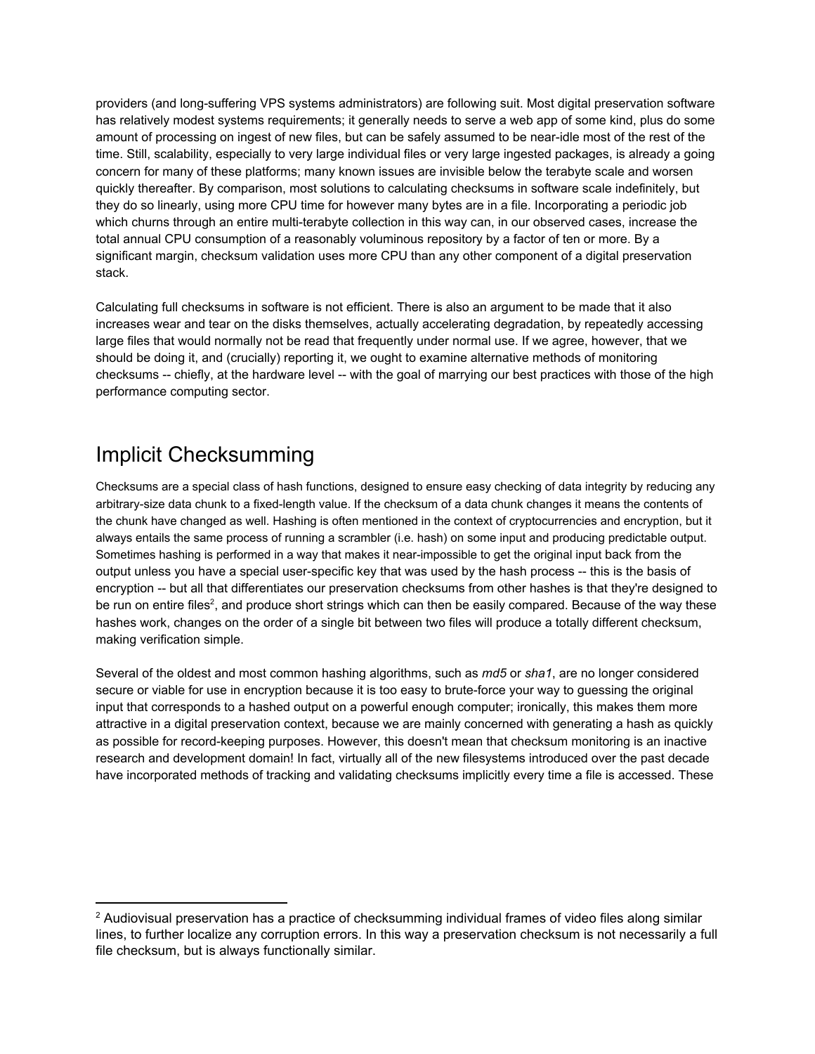providers (and long-suffering VPS systems administrators) are following suit. Most digital preservation software has relatively modest systems requirements; it generally needs to serve a web app of some kind, plus do some amount of processing on ingest of new files, but can be safely assumed to be near-idle most of the rest of the time. Still, scalability, especially to very large individual files or very large ingested packages, is already a going concern for many of these platforms; many known issues are invisible below the terabyte scale and worsen quickly thereafter. By comparison, most solutions to calculating checksums in software scale indefinitely, but they do so linearly, using more CPU time for however many bytes are in a file. Incorporating a periodic job which churns through an entire multi-terabyte collection in this way can, in our observed cases, increase the total annual CPU consumption of a reasonably voluminous repository by a factor of ten or more. By a significant margin, checksum validation uses more CPU than any other component of a digital preservation stack.

Calculating full checksums in software is not efficient. There is also an argument to be made that it also increases wear and tear on the disks themselves, actually accelerating degradation, by repeatedly accessing large files that would normally not be read that frequently under normal use. If we agree, however, that we should be doing it, and (crucially) reporting it, we ought to examine alternative methods of monitoring checksums -- chiefly, at the hardware level -- with the goal of marrying our best practices with those of the high performance computing sector.

## Implicit Checksumming

Checksums are a special class of hash functions, designed to ensure easy checking of data integrity by reducing any arbitrary-size data chunk to a fixed-length value. If the checksum of a data chunk changes it means the contents of the chunk have changed as well. Hashing is often mentioned in the context of cryptocurrencies and encryption, but it always entails the same process of running a scrambler (i.e. hash) on some input and producing predictable output. Sometimes hashing is performed in a way that makes it near-impossible to get the original input back from the output unless you have a special user-specific key that was used by the hash process -- this is the basis of encryption -- but all that differentiates our preservation checksums from other hashes is that they're designed to be run on entire files[2], and produce short strings which can then be easily compared. Because of the way these hashes work, changes on the order of a single bit between two files will produce a totally different checksum, making verification simple.

Several of the oldest and most common hashing algorithms, such as *md5* or *sha1*, are no longer considered secure or viable for use in encryption because it is too easy to brute-force your way to guessing the original input that corresponds to a hashed output on a powerful enough computer; ironically, this makes them more attractive in a digital preservation context, because we are mainly concerned with generating a hash as quickly as possible for record-keeping purposes. However, this doesn't mean that checksum monitoring is an inactive research and development domain! In fact, virtually all of the new filesystems introduced over the past decade have incorporated methods of tracking and validating checksums implicitly every time a file is accessed. These

---

[2] Audiovisual preservation has a practice of checksumming individual frames of video files along similar lines, to further localize any corruption errors. In this way a preservation checksum is not necessarily a full file checksum, but is always functionally similar.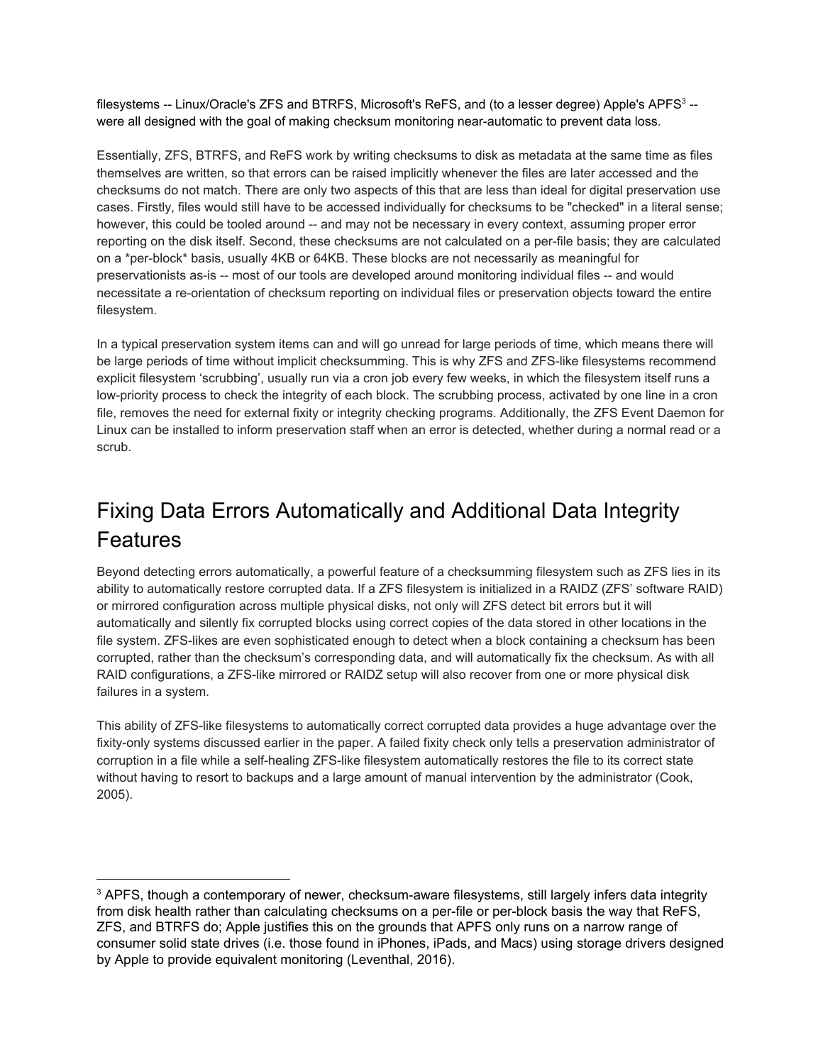filesystems -- Linux/Oracle's ZFS and BTRFS, Microsoft's ReFS, and (to a lesser degree) Apple's APFS[3] -- were all designed with the goal of making checksum monitoring near-automatic to prevent data loss.

Essentially, ZFS, BTRFS, and ReFS work by writing checksums to disk as metadata at the same time as files themselves are written, so that errors can be raised implicitly whenever the files are later accessed and the checksums do not match. There are only two aspects of this that are less than ideal for digital preservation use cases. Firstly, files would still have to be accessed individually for checksums to be "checked" in a literal sense; however, this could be tooled around -- and may not be necessary in every context, assuming proper error reporting on the disk itself. Second, these checksums are not calculated on a per-file basis; they are calculated on a *per-block* basis, usually 4KB or 64KB. These blocks are not necessarily as meaningful for preservationists as-is -- most of our tools are developed around monitoring individual files -- and would necessitate a re-orientation of checksum reporting on individual files or preservation objects toward the entire filesystem.

In a typical preservation system items can and will go unread for large periods of time, which means there will be large periods of time without implicit checksumming. This is why ZFS and ZFS-like filesystems recommend explicit filesystem 'scrubbing', usually run via a cron job every few weeks, in which the filesystem itself runs a low-priority process to check the integrity of each block. The scrubbing process, activated by one line in a cron file, removes the need for external fixity or integrity checking programs. Additionally, the ZFS Event Daemon for Linux can be installed to inform preservation staff when an error is detected, whether during a normal read or a scrub.

## Fixing Data Errors Automatically and Additional Data Integrity Features

Beyond detecting errors automatically, a powerful feature of a checksumming filesystem such as ZFS lies in its ability to automatically restore corrupted data. If a ZFS filesystem is initialized in a RAIDZ (ZFS' software RAID) or mirrored configuration across multiple physical disks, not only will ZFS detect bit errors but it will automatically and silently fix corrupted blocks using correct copies of the data stored in other locations in the file system. ZFS-likes are even sophisticated enough to detect when a block containing a checksum has been corrupted, rather than the checksum's corresponding data, and will automatically fix the checksum. As with all RAID configurations, a ZFS-like mirrored or RAIDZ setup will also recover from one or more physical disk failures in a system.

This ability of ZFS-like filesystems to automatically correct corrupted data provides a huge advantage over the fixity-only systems discussed earlier in the paper. A failed fixity check only tells a preservation administrator of corruption in a file while a self-healing ZFS-like filesystem automatically restores the file to its correct state without having to resort to backups and a large amount of manual intervention by the administrator (Cook, 2005).

---

[3] APFS, though a contemporary of newer, checksum-aware filesystems, still largely infers data integrity from disk health rather than calculating checksums on a per-file or per-block basis the way that ReFS, ZFS, and BTRFS do; Apple justifies this on the grounds that APFS only runs on a narrow range of consumer solid state drives (i.e. those found in iPhones, iPads, and Macs) using storage drivers designed by Apple to provide equivalent monitoring (Leventhal, 2016).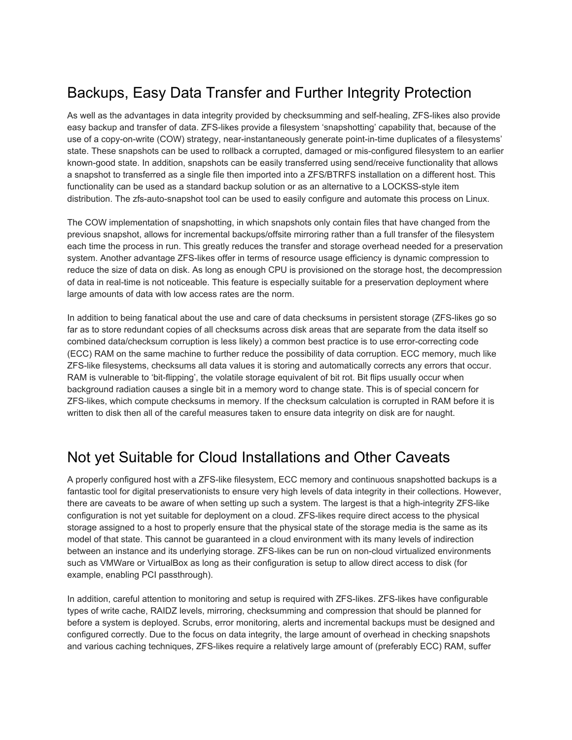## Backups, Easy Data Transfer and Further Integrity Protection

As well as the advantages in data integrity provided by checksumming and self-healing, ZFS-likes also provide easy backup and transfer of data. ZFS-likes provide a filesystem 'snapshotting' capability that, because of the use of a copy-on-write (COW) strategy, near-instantaneously generate point-in-time duplicates of a filesystems' state. These snapshots can be used to rollback a corrupted, damaged or mis-configured filesystem to an earlier known-good state. In addition, snapshots can be easily transferred using send/receive functionality that allows a snapshot to transferred as a single file then imported into a ZFS/BTRFS installation on a different host. This functionality can be used as a standard backup solution or as an alternative to a LOCKSS-style item distribution. The zfs-auto-snapshot tool can be used to easily configure and automate this process on Linux.

The COW implementation of snapshotting, in which snapshots only contain files that have changed from the previous snapshot, allows for incremental backups/offsite mirroring rather than a full transfer of the filesystem each time the process in run. This greatly reduces the transfer and storage overhead needed for a preservation system. Another advantage ZFS-likes offer in terms of resource usage efficiency is dynamic compression to reduce the size of data on disk. As long as enough CPU is provisioned on the storage host, the decompression of data in real-time is not noticeable. This feature is especially suitable for a preservation deployment where large amounts of data with low access rates are the norm.

In addition to being fanatical about the use and care of data checksums in persistent storage (ZFS-likes go so far as to store redundant copies of all checksums across disk areas that are separate from the data itself so combined data/checksum corruption is less likely) a common best practice is to use error-correcting code (ECC) RAM on the same machine to further reduce the possibility of data corruption. ECC memory, much like ZFS-like filesystems, checksums all data values it is storing and automatically corrects any errors that occur. RAM is vulnerable to 'bit-flipping', the volatile storage equivalent of bit rot. Bit flips usually occur when background radiation causes a single bit in a memory word to change state. This is of special concern for ZFS-likes, which compute checksums in memory. If the checksum calculation is corrupted in RAM before it is written to disk then all of the careful measures taken to ensure data integrity on disk are for naught.

## Not yet Suitable for Cloud Installations and Other Caveats

A properly configured host with a ZFS-like filesystem, ECC memory and continuous snapshotted backups is a fantastic tool for digital preservationists to ensure very high levels of data integrity in their collections. However, there are caveats to be aware of when setting up such a system. The largest is that a high-integrity ZFS-like configuration is not yet suitable for deployment on a cloud. ZFS-likes require direct access to the physical storage assigned to a host to properly ensure that the physical state of the storage media is the same as its model of that state. This cannot be guaranteed in a cloud environment with its many levels of indirection between an instance and its underlying storage. ZFS-likes can be run on non-cloud virtualized environments such as VMWare or VirtualBox as long as their configuration is setup to allow direct access to disk (for example, enabling PCI passthrough).

In addition, careful attention to monitoring and setup is required with ZFS-likes. ZFS-likes have configurable types of write cache, RAIDZ levels, mirroring, checksumming and compression that should be planned for before a system is deployed. Scrubs, error monitoring, alerts and incremental backups must be designed and configured correctly. Due to the focus on data integrity, the large amount of overhead in checking snapshots and various caching techniques, ZFS-likes require a relatively large amount of (preferably ECC) RAM, suffer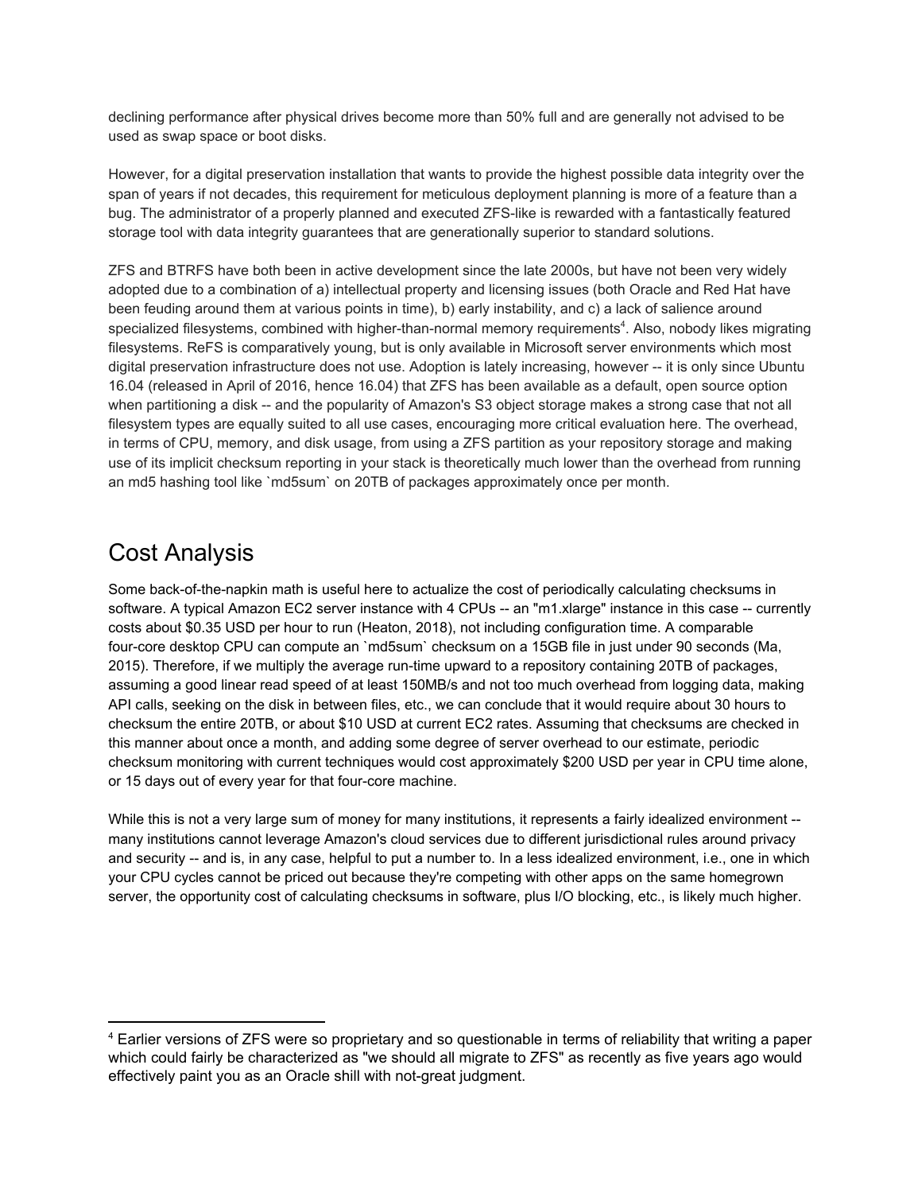declining performance after physical drives become more than 50% full and are generally not advised to be used as swap space or boot disks.

However, for a digital preservation installation that wants to provide the highest possible data integrity over the span of years if not decades, this requirement for meticulous deployment planning is more of a feature than a bug. The administrator of a properly planned and executed ZFS-like is rewarded with a fantastically featured storage tool with data integrity guarantees that are generationally superior to standard solutions.

ZFS and BTRFS have both been in active development since the late 2000s, but have not been very widely adopted due to a combination of a) intellectual property and licensing issues (both Oracle and Red Hat have been feuding around them at various points in time), b) early instability, and c) a lack of salience around specialized filesystems, combined with higher-than-normal memory requirements[4]. Also, nobody likes migrating filesystems. ReFS is comparatively young, but is only available in Microsoft server environments which most digital preservation infrastructure does not use. Adoption is lately increasing, however -- it is only since Ubuntu 16.04 (released in April of 2016, hence 16.04) that ZFS has been available as a default, open source option when partitioning a disk -- and the popularity of Amazon's S3 object storage makes a strong case that not all filesystem types are equally suited to all use cases, encouraging more critical evaluation here. The overhead, in terms of CPU, memory, and disk usage, from using a ZFS partition as your repository storage and making use of its implicit checksum reporting in your stack is theoretically much lower than the overhead from running an md5 hashing tool like `md5sum` on 20TB of packages approximately once per month.

## Cost Analysis

Some back-of-the-napkin math is useful here to actualize the cost of periodically calculating checksums in software. A typical Amazon EC2 server instance with 4 CPUs -- an "m1.xlarge" instance in this case -- currently costs about $0.35 USD per hour to run (Heaton, 2018), not including configuration time. A comparable four-core desktop CPU can compute an `md5sum` checksum on a 15GB file in just under 90 seconds (Ma, 2015). Therefore, if we multiply the average run-time upward to a repository containing 20TB of packages, assuming a good linear read speed of at least 150MB/s and not too much overhead from logging data, making API calls, seeking on the disk in between files, etc., we can conclude that it would require about 30 hours to checksum the entire 20TB, or about $10 USD at current EC2 rates. Assuming that checksums are checked in this manner about once a month, and adding some degree of server overhead to our estimate, periodic checksum monitoring with current techniques would cost approximately $200 USD per year in CPU time alone, or 15 days out of every year for that four-core machine.

While this is not a very large sum of money for many institutions, it represents a fairly idealized environment -- many institutions cannot leverage Amazon's cloud services due to different jurisdictional rules around privacy and security -- and is, in any case, helpful to put a number to. In a less idealized environment, i.e., one in which your CPU cycles cannot be priced out because they're competing with other apps on the same homegrown server, the opportunity cost of calculating checksums in software, plus I/O blocking, etc., is likely much higher.

[4] Earlier versions of ZFS were so proprietary and so questionable in terms of reliability that writing a paper which could fairly be characterized as "we should all migrate to ZFS" as recently as five years ago would effectively paint you as an Oracle shill with not-great judgment.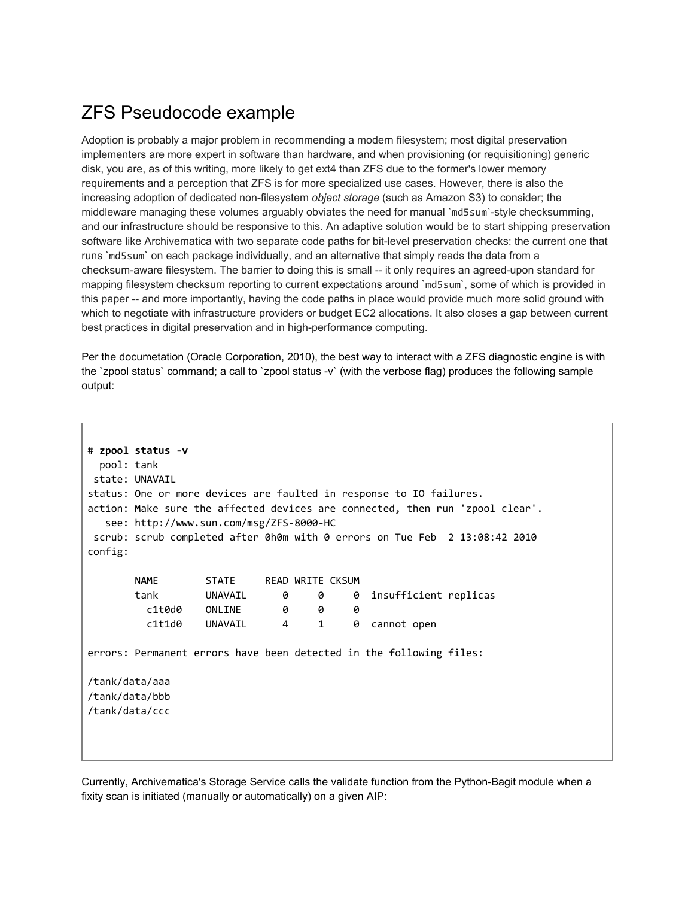# ZFS Pseudocode example

Adoption is probably a major problem in recommending a modern filesystem; most digital preservation implementers are more expert in software than hardware, and when provisioning (or requisitioning) generic disk, you are, as of this writing, more likely to get ext4 than ZFS due to the former's lower memory requirements and a perception that ZFS is for more specialized use cases. However, there is also the increasing adoption of dedicated non-filesystem *object storage* (such as Amazon S3) to consider; the middleware managing these volumes arguably obviates the need for manual `md5sum`-style checksumming, and our infrastructure should be responsive to this. An adaptive solution would be to start shipping preservation software like Archivematica with two separate code paths for bit-level preservation checks: the current one that runs `md5sum` on each package individually, and an alternative that simply reads the data from a checksum-aware filesystem. The barrier to doing this is small -- it only requires an agreed-upon standard for mapping filesystem checksum reporting to current expectations around `md5sum`, some of which is provided in this paper -- and more importantly, having the code paths in place would provide much more solid ground with which to negotiate with infrastructure providers or budget EC2 allocations. It also closes a gap between current best practices in digital preservation and in high-performance computing.

Per the documetation (Oracle Corporation, 2010), the best way to interact with a ZFS diagnostic engine is with the `zpool status` command; a call to `zpool status -v` (with the verbose flag) produces the following sample output:

```
# zpool status -v
  pool: tank
 state: UNAVAIL
status: One or more devices are faulted in response to IO failures.
action: Make sure the affected devices are connected, then run 'zpool clear'.
   see: http://www.sun.com/msg/ZFS-8000-HC
 scrub: scrub completed after 0h0m with 0 errors on Tue Feb  2 13:08:42 2010
config:

        NAME        STATE     READ WRITE CKSUM
        tank        UNAVAIL      0     0     0  insufficient replicas
          c1t0d0    ONLINE       0     0     0
          c1t1d0    UNAVAIL      4     1     0  cannot open

errors: Permanent errors have been detected in the following files:

/tank/data/aaa
/tank/data/bbb
/tank/data/ccc
```

Currently, Archivematica's Storage Service calls the validate function from the Python-Bagit module when a fixity scan is initiated (manually or automatically) on a given AIP: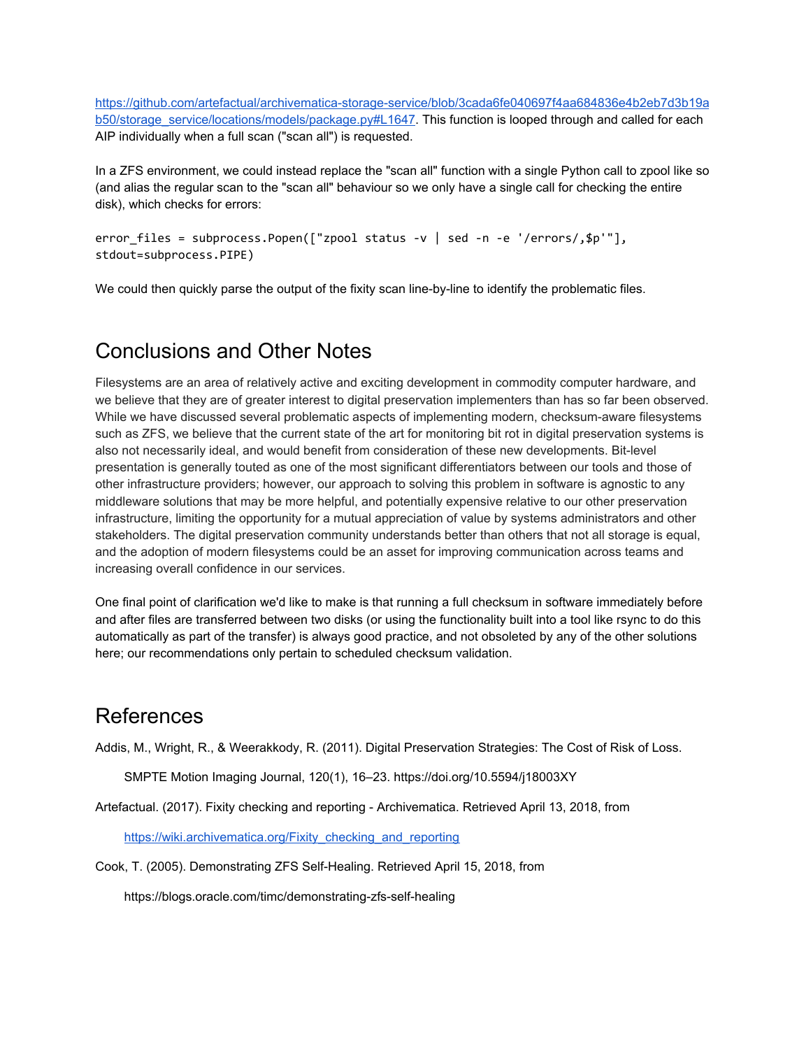https://github.com/artefactual/archivematica-storage-service/blob/3cada6fe040697f4aa684836e4b2eb7d3b19ab50/storage_service/locations/models/package.py#L1647. This function is looped through and called for each AIP individually when a full scan ("scan all") is requested.

In a ZFS environment, we could instead replace the "scan all" function with a single Python call to zpool like so (and alias the regular scan to the "scan all" behaviour so we only have a single call for checking the entire disk), which checks for errors:

```
error_files = subprocess.Popen(["zpool status -v | sed -n -e '/errors/,$p'"],
stdout=subprocess.PIPE)
```

We could then quickly parse the output of the fixity scan line-by-line to identify the problematic files.

## Conclusions and Other Notes

Filesystems are an area of relatively active and exciting development in commodity computer hardware, and we believe that they are of greater interest to digital preservation implementers than has so far been observed. While we have discussed several problematic aspects of implementing modern, checksum-aware filesystems such as ZFS, we believe that the current state of the art for monitoring bit rot in digital preservation systems is also not necessarily ideal, and would benefit from consideration of these new developments. Bit-level presentation is generally touted as one of the most significant differentiators between our tools and those of other infrastructure providers; however, our approach to solving this problem in software is agnostic to any middleware solutions that may be more helpful, and potentially expensive relative to our other preservation infrastructure, limiting the opportunity for a mutual appreciation of value by systems administrators and other stakeholders. The digital preservation community understands better than others that not all storage is equal, and the adoption of modern filesystems could be an asset for improving communication across teams and increasing overall confidence in our services.

One final point of clarification we'd like to make is that running a full checksum in software immediately before and after files are transferred between two disks (or using the functionality built into a tool like rsync to do this automatically as part of the transfer) is always good practice, and not obsoleted by any of the other solutions here; our recommendations only pertain to scheduled checksum validation.

## References

Addis, M., Wright, R., & Weerakkody, R. (2011). Digital Preservation Strategies: The Cost of Risk of Loss.

SMPTE Motion Imaging Journal, 120(1), 16–23. https://doi.org/10.5594/j18003XY

Artefactual. (2017). Fixity checking and reporting - Archivematica. Retrieved April 13, 2018, from

https://wiki.archivematica.org/Fixity_checking_and_reporting

Cook, T. (2005). Demonstrating ZFS Self-Healing. Retrieved April 15, 2018, from

https://blogs.oracle.com/timc/demonstrating-zfs-self-healing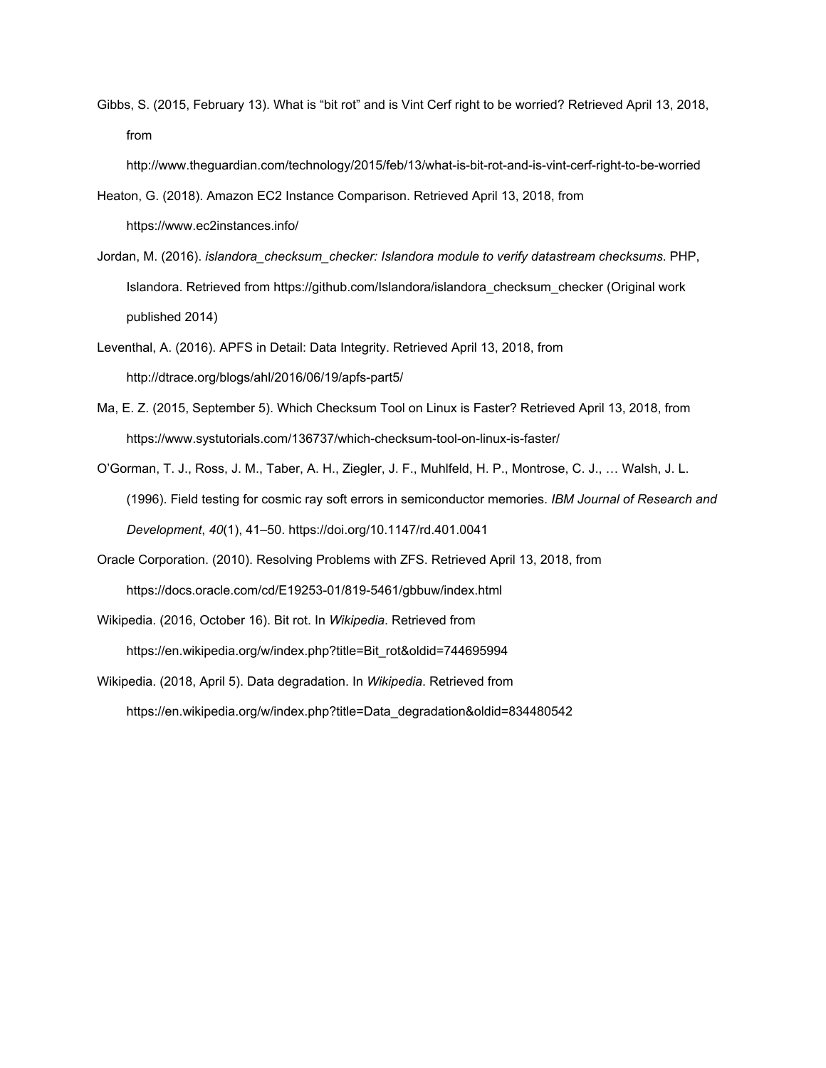Gibbs, S. (2015, February 13). What is "bit rot" and is Vint Cerf right to be worried? Retrieved April 13, 2018, from http://www.theguardian.com/technology/2015/feb/13/what-is-bit-rot-and-is-vint-cerf-right-to-be-worried

Heaton, G. (2018). Amazon EC2 Instance Comparison. Retrieved April 13, 2018, from https://www.ec2instances.info/

Jordan, M. (2016). *islandora_checksum_checker: Islandora module to verify datastream checksums.* PHP, Islandora. Retrieved from https://github.com/Islandora/islandora_checksum_checker (Original work published 2014)

Leventhal, A. (2016). APFS in Detail: Data Integrity. Retrieved April 13, 2018, from http://dtrace.org/blogs/ahl/2016/06/19/apfs-part5/

Ma, E. Z. (2015, September 5). Which Checksum Tool on Linux is Faster? Retrieved April 13, 2018, from https://www.systutorials.com/136737/which-checksum-tool-on-linux-is-faster/

O'Gorman, T. J., Ross, J. M., Taber, A. H., Ziegler, J. F., Muhlfeld, H. P., Montrose, C. J., … Walsh, J. L. (1996). Field testing for cosmic ray soft errors in semiconductor memories. *IBM Journal of Research and Development*, *40*(1), 41–50. https://doi.org/10.1147/rd.401.0041

Oracle Corporation. (2010). Resolving Problems with ZFS. Retrieved April 13, 2018, from https://docs.oracle.com/cd/E19253-01/819-5461/gbbuw/index.html

Wikipedia. (2016, October 16). Bit rot. In *Wikipedia*. Retrieved from https://en.wikipedia.org/w/index.php?title=Bit_rot&oldid=744695994

Wikipedia. (2018, April 5). Data degradation. In *Wikipedia*. Retrieved from https://en.wikipedia.org/w/index.php?title=Data_degradation&oldid=834480542